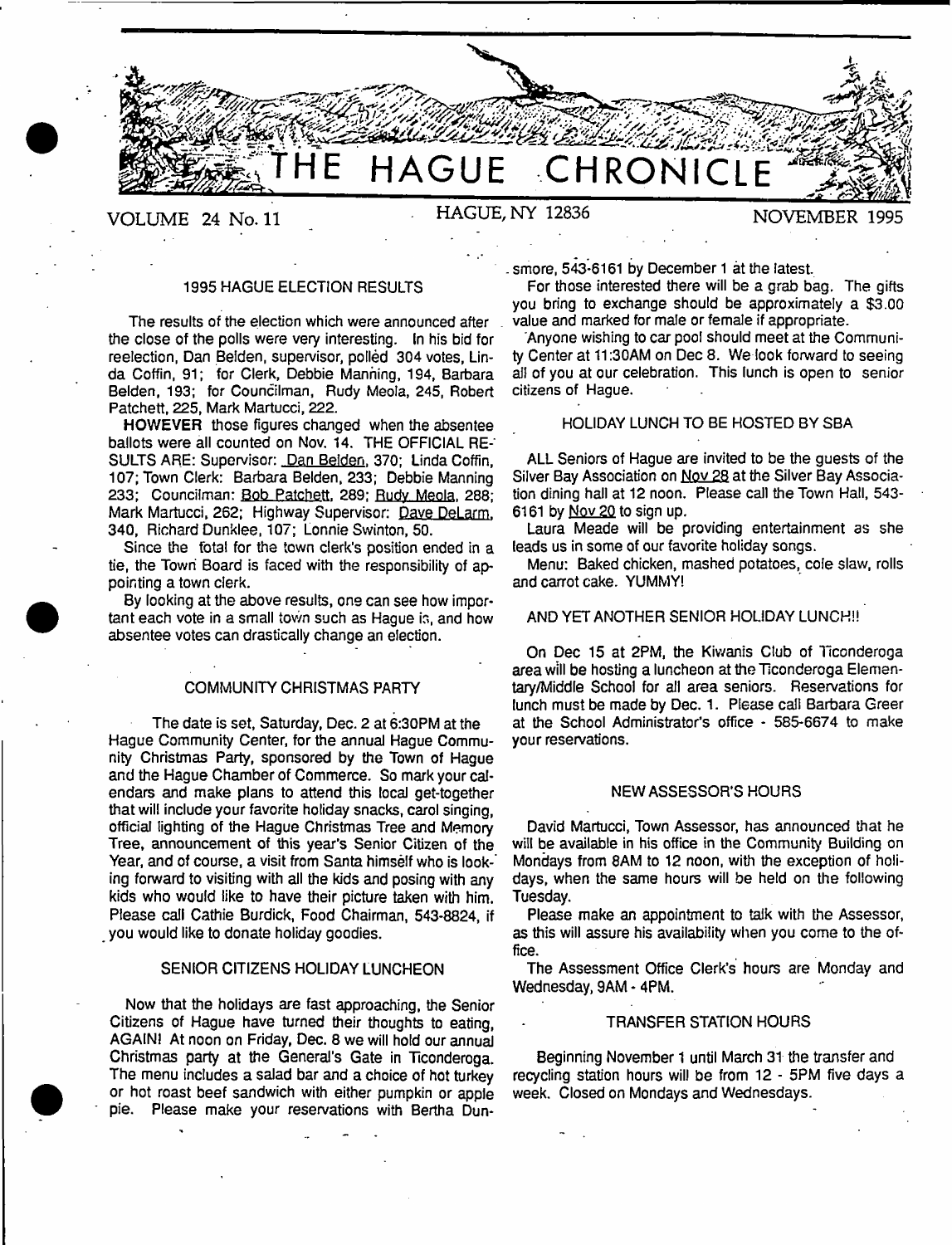# THE HAGUE CHRONICLE

VOLUME 24 No. 11 | HAGUE, NY 12836 | NOVEMBER 1995

## 1995 HAGUE ELECTION RESULTS

The results of the election which were announced after the close of the polls were very interesting. In his bid for reelection, Dan Belden, supervisor, polled 304 votes, Linda Coffin, 91; for Clerk, Debbie Manning, 194, Barbara Belden, 193; for Councilman, Rudy Meola, 245, Robert Patchett, 225, Mark Martucci, 222.

**HOWEVER** those figures changed when the absentee ballots were all counted on Nov. 14. THE OFFICIAL RESULTS ARE: Supervisor: Dan Belden, 370; Linda Coffin, 107; Town Clerk: Barbara Belden, 233; Debbie Manning 233; Councilman: Bob Patchett, 289; Rudy Meola, 288; Mark Martucci, 262; Highway Supervisor: Dave DeLarm, 340, Richard Dunklee, 107; Lonnie Swinton, 50.

Since the total for the town clerk's position ended in a tie, the Town Board is faced with the responsibility of appointing a town clerk.

By looking at the above results, one can see how important each vote in a small town such as Hague is, and how absentee votes can drastically change an election.

## COMMUNITY CHRISTMAS PARTY

The date is set, Saturday, Dec. 2 at 6:30PM at the Hague Community Center, for the annual Hague Community Christmas Party, sponsored by the Town of Hague and the Hague Chamber of Commerce. So mark your calendars and make plans to attend this local get-together that will include your favorite holiday snacks, carol singing, official lighting of the Hague Christmas Tree and Memory Tree, announcement of this year's Senior Citizen of the Year, and of course, a visit from Santa himself who is looking forward to visiting with all the kids and posing with any kids who would like to have their picture taken with him. Please call Cathie Burdick, Food Chairman, 543-8824, if you would like to donate holiday goodies.

## SENIOR CITIZENS HOLIDAY LUNCHEON

Now that the holidays are fast approaching, the Senior Citizens of Hague have turned their thoughts to eating, AGAIN! At noon on Friday, Dec. 8 we will hold our annual Christmas party at the General's Gate in Ticonderoga. The menu includes a salad bar and a choice of hot turkey or hot roast beef sandwich with either pumpkin or apple pie. Please make your reservations with Bertha Dunsmore, 543-6161 by December 1 at the latest.

For those interested there will be a grab bag. The gifts you bring to exchange should be approximately a $3.00 value and marked for male or female if appropriate.

Anyone wishing to car pool should meet at the Community Center at 11:30AM on Dec 8. We look forward to seeing all of you at our celebration. This lunch is open to senior citizens of Hague.

## HOLIDAY LUNCH TO BE HOSTED BY SBA

ALL Seniors of Hague are invited to be the guests of the Silver Bay Association on Nov 28 at the Silver Bay Association dining hall at 12 noon. Please call the Town Hall, 543-6161 by Nov 20 to sign up.

Laura Meade will be providing entertainment as she leads us in some of our favorite holiday songs.

Menu: Baked chicken, mashed potatoes, cole slaw, rolls and carrot cake. YUMMY!

## AND YET ANOTHER SENIOR HOLIDAY LUNCH!!

On Dec 15 at 2PM, the Kiwanis Club of Ticonderoga area will be hosting a luncheon at the Ticonderoga Elementary/Middle School for all area seniors. Reservations for lunch must be made by Dec. 1. Please call Barbara Greer at the School Administrator's office - 585-6674 to make your reservations.

## NEW ASSESSOR'S HOURS

David Martucci, Town Assessor, has announced that he will be available in his office in the Community Building on Mondays from 8AM to 12 noon, with the exception of holidays, when the same hours will be held on the following Tuesday.

Please make an appointment to talk with the Assessor, as this will assure his availability when you come to the office.

The Assessment Office Clerk's hours are Monday and Wednesday, 9AM - 4PM.

## TRANSFER STATION HOURS

Beginning November 1 until March 31 the transfer and recycling station hours will be from 12 - 5PM five days a week. Closed on Mondays and Wednesdays.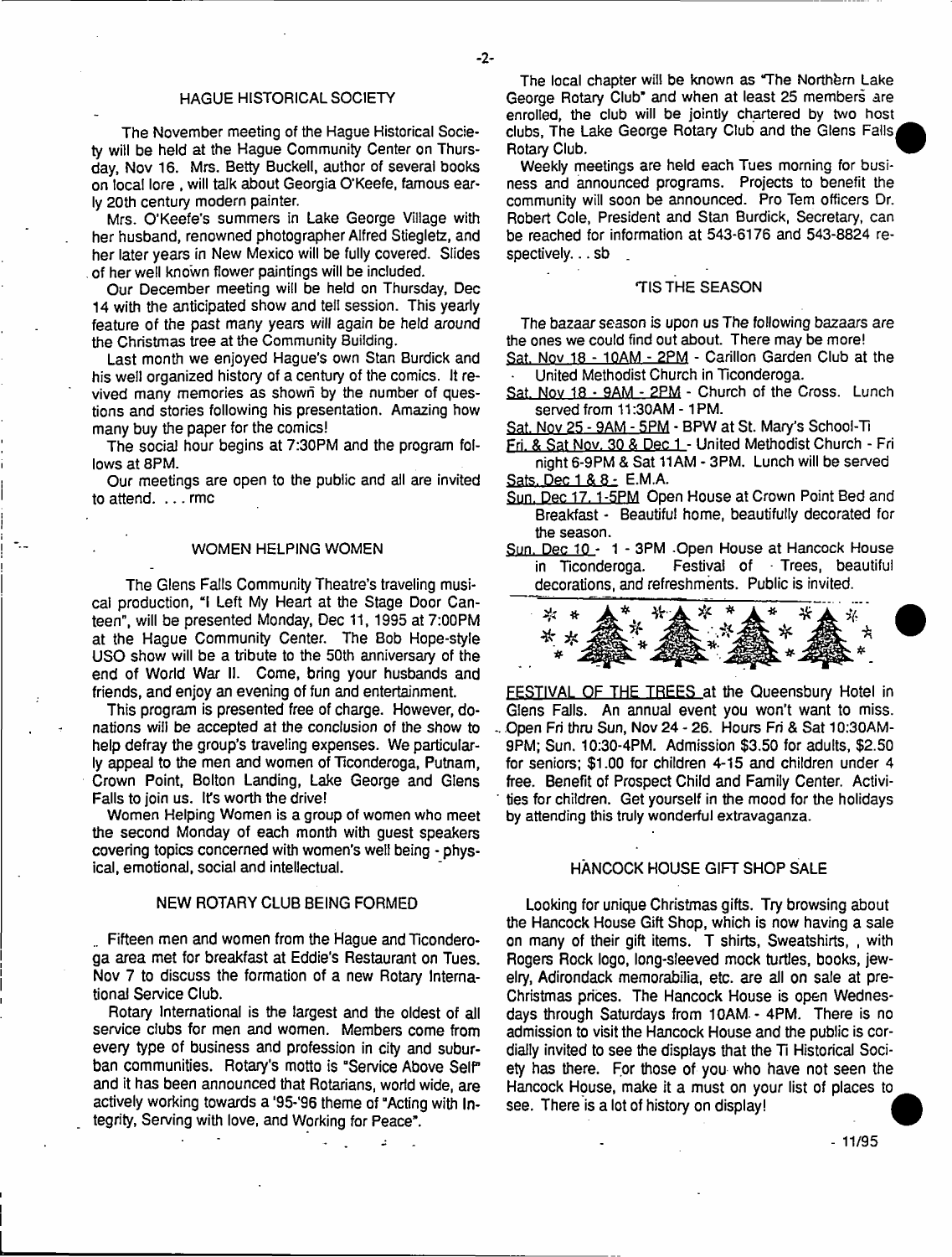## HAGUE HISTORICAL SOCIETY

The November meeting of the Hague Historical Society will be held at the Hague Community Center on Thursday, Nov 16. Mrs. Betty Buckell, author of several books on local lore, will talk about Georgia O'Keefe, famous early 20th century modern painter.

Mrs. O'Keefe's summers in Lake George Village with her husband, renowned photographer Alfred Stiegletz, and her later years in New Mexico will be fully covered. Slides of her well known flower paintings will be included.

Our December meeting will be held on Thursday, Dec 14 with the anticipated show and tell session. This yearly feature of the past many years will again be held around the Christmas tree at the Community Building.

Last month we enjoyed Hague's own Stan Burdick and his well organized history of a century of the comics. It revived many memories as shown by the number of questions and stories following his presentation. Amazing how many buy the paper for the comics!

The social hour begins at 7:30PM and the program follows at 8PM.

Our meetings are open to the public and all are invited to attend. . . . rmc

## WOMEN HELPING WOMEN

The Glens Falls Community Theatre's traveling musical production, "I Left My Heart at the Stage Door Canteen", will be presented Monday, Dec 11, 1995 at 7:00PM at the Hague Community Center. The Bob Hope-style USO show will be a tribute to the 50th anniversary of the end of World War II. Come, bring your husbands and friends, and enjoy an evening of fun and entertainment.

This program is presented free of charge. However, donations will be accepted at the conclusion of the show to help defray the group's traveling expenses. We particularly appeal to the men and women of Ticonderoga, Putnam, Crown Point, Bolton Landing, Lake George and Glens Falls to join us. It's worth the drive!

Women Helping Women is a group of women who meet the second Monday of each month with guest speakers covering topics concerned with women's well being - physical, emotional, social and intellectual.

## NEW ROTARY CLUB BEING FORMED

Fifteen men and women from the Hague and Ticonderoga area met for breakfast at Eddie's Restaurant on Tues. Nov 7 to discuss the formation of a new Rotary International Service Club.

Rotary International is the largest and the oldest of all service clubs for men and women. Members come from every type of business and profession in city and suburban communities. Rotary's motto is "Service Above Self" and it has been announced that Rotarians, world wide, are actively working towards a '95-'96 theme of "Acting with Integrity, Serving with love, and Working for Peace".

The local chapter will be known as "The Northern Lake George Rotary Club" and when at least 25 members are enrolled, the club will be jointly chartered by two host clubs, The Lake George Rotary Club and the Glens Falls Rotary Club.

Weekly meetings are held each Tues morning for business and announced programs. Projects to benefit the community will soon be announced. Pro Tem officers Dr. Robert Cole, President and Stan Burdick, Secretary, can be reached for information at 543-6176 and 543-8824 respectively. . . sb

## 'TIS THE SEASON

The bazaar season is upon us The following bazaars are the ones we could find out about. There may be more!

- Sat. Nov 18 - 10AM - 2PM - Carillon Garden Club at the United Methodist Church in Ticonderoga.
- Sat. Nov 18 - 9AM - 2PM - Church of the Cross. Lunch served from 11:30AM - 1PM.
- Sat. Nov 25 - 9AM - 5PM - BPW at St. Mary's School-Ti
- Fri. & Sat Nov. 30 & Dec 1 - United Methodist Church - Fri night 6-9PM & Sat 11AM - 3PM. Lunch will be served
- Sats. Dec 1 & 8 - E.M.A.
- Sun. Dec 17, 1-5PM Open House at Crown Point Bed and Breakfast - Beautiful home, beautifully decorated for the season.
- Sun. Dec 10 - 1 - 3PM Open House at Hancock House in Ticonderoga. Festival of Trees, beautiful decorations, and refreshments. Public is invited.

FESTIVAL OF THE TREES at the Queensbury Hotel in Glens Falls. An annual event you won't want to miss. Open Fri thru Sun, Nov 24 - 26. Hours Fri & Sat 10:30AM-9PM; Sun. 10:30-4PM. Admission $3.50 for adults, $2.50 for seniors; $1.00 for children 4-15 and children under 4 free. Benefit of Prospect Child and Family Center. Activities for children. Get yourself in the mood for the holidays by attending this truly wonderful extravaganza.

## HANCOCK HOUSE GIFT SHOP SALE

Looking for unique Christmas gifts. Try browsing about the Hancock House Gift Shop, which is now having a sale on many of their gift items. T shirts, Sweatshirts, , with Rogers Rock logo, long-sleeved mock turtles, books, jewelry, Adirondack memorabilia, etc. are all on sale at pre-Christmas prices. The Hancock House is open Wednesdays through Saturdays from 10AM - 4PM. There is no admission to visit the Hancock House and the public is cordially invited to see the displays that the Ti Historical Society has there. For those of you who have not seen the Hancock House, make it a must on your list of places to see. There is a lot of history on display!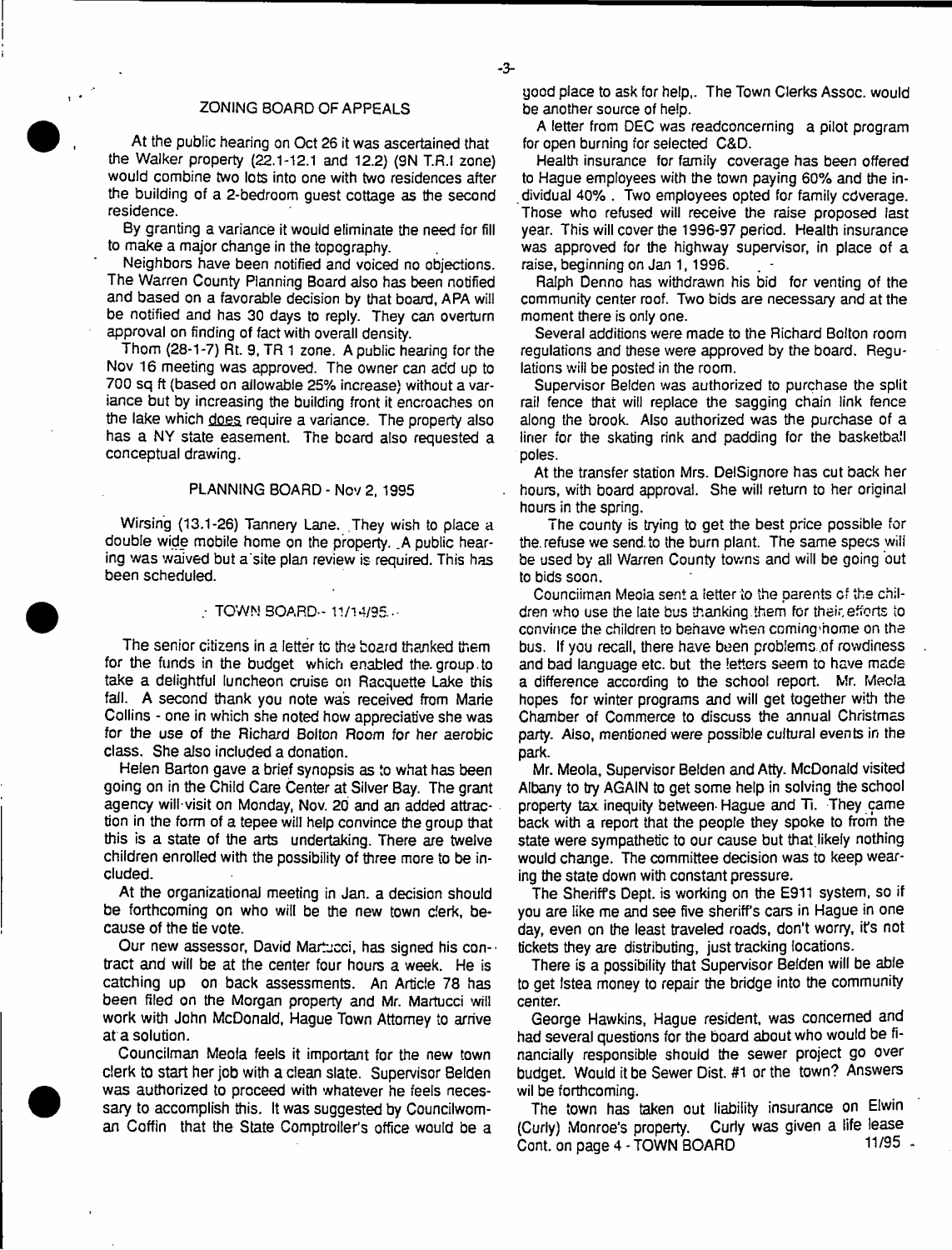## ZONING BOARD OF APPEALS

At the public hearing on Oct 26 it was ascertained that the Walker property (22.1-12.1 and 12.2) (9N T.R.I zone) would combine two lots into one with two residences after the building of a 2-bedroom guest cottage as the second residence.

By granting a variance it would eliminate the need for fill to make a major change in the topography.

Neighbors have been notified and voiced no objections. The Warren County Planning Board also has been notified and based on a favorable decision by that board, APA will be notified and has 30 days to reply. They can overturn approval on finding of fact with overall density.

Thom (28-1-7) Rt. 9, TR 1 zone. A public hearing for the Nov 16 meeting was approved. The owner can add up to 700 sq ft (based on allowable 25% increase) without a variance but by increasing the building front it encroaches on the lake which does require a variance. The property also has a NY state easement. The board also requested a conceptual drawing.

## PLANNING BOARD - Nov 2, 1995

Wirsing (13.1-26) Tannery Lane. They wish to place a double wide mobile home on the property. A public hearing was waived but a site plan review is required. This has been scheduled.

## TOWN BOARD - 11/14/95

The senior citizens in a letter to the board thanked them for the funds in the budget which enabled the group to take a delightful luncheon cruise on Racquette Lake this fall. A second thank you note was received from Marie Collins - one in which she noted how appreciative she was for the use of the Richard Bolton Room for her aerobic class. She also included a donation.

Helen Barton gave a brief synopsis as to what has been going on in the Child Care Center at Silver Bay. The grant agency will visit on Monday, Nov. 20 and an added attraction in the form of a tepee will help convince the group that this is a state of the arts undertaking. There are twelve children enrolled with the possibility of three more to be included.

At the organizational meeting in Jan. a decision should be forthcoming on who will be the new town clerk, because of the tie vote.

Our new assessor, David Martucci, has signed his contract and will be at the center four hours a week. He is catching up on back assessments. An Article 78 has been filed on the Morgan property and Mr. Martucci will work with John McDonald, Hague Town Attorney to arrive at a solution.

Councilman Meola feels it important for the new town clerk to start her job with a clean slate. Supervisor Belden was authorized to proceed with whatever he feels necessary to accomplish this. It was suggested by Councilwoman Coffin that the State Comptroller's office would be a good place to ask for help,. The Town Clerks Assoc. would be another source of help.

A letter from DEC was readconcerning a pilot program for open burning for selected C&D.

Health insurance for family coverage has been offered to Hague employees with the town paying 60% and the individual 40% . Two employees opted for family coverage. Those who refused will receive the raise proposed last year. This will cover the 1996-97 period. Health insurance was approved for the highway supervisor, in place of a raise, beginning on Jan 1, 1996.

Ralph Denno has withdrawn his bid for venting of the community center roof. Two bids are necessary and at the moment there is only one.

Several additions were made to the Richard Bolton room regulations and these were approved by the board. Regulations will be posted in the room.

Supervisor Belden was authorized to purchase the split rail fence that will replace the sagging chain link fence along the brook. Also authorized was the purchase of a liner for the skating rink and padding for the basketball poles.

At the transfer station Mrs. DelSignore has cut back her hours, with board approval. She will return to her original hours in the spring.

The county is trying to get the best price possible for the refuse we send to the burn plant. The same specs will be used by all Warren County towns and will be going out to bids soon.

Councilman Meola sent a letter to the parents of the children who use the late bus thanking them for their efforts to convince the children to behave when coming home on the bus. If you recall, there have been problems of rowdiness and bad language etc. but the letters seem to have made a difference according to the school report. Mr. Meola hopes for winter programs and will get together with the Chamber of Commerce to discuss the annual Christmas party. Also, mentioned were possible cultural events in the park.

Mr. Meola, Supervisor Belden and Atty. McDonald visited Albany to try AGAIN to get some help in solving the school property tax inequity between Hague and Ti. They came back with a report that the people they spoke to from the state were sympathetic to our cause but that likely nothing would change. The committee decision was to keep wearing the state down with constant pressure.

The Sheriff's Dept. is working on the E911 system, so if you are like me and see five sheriff's cars in Hague in one day, even on the least traveled roads, don't worry, it's not tickets they are distributing, just tracking locations.

There is a possibility that Supervisor Belden will be able to get Istea money to repair the bridge into the community center.

George Hawkins, Hague resident, was concerned and had several questions for the board about who would be financially responsible should the sewer project go over budget. Would it be Sewer Dist. #1 or the town? Answers wil be forthcoming.

The town has taken out liability insurance on Elwin (Curly) Monroe's property. Curly was given a life lease

Cont. on page 4 - TOWN BOARD

11/95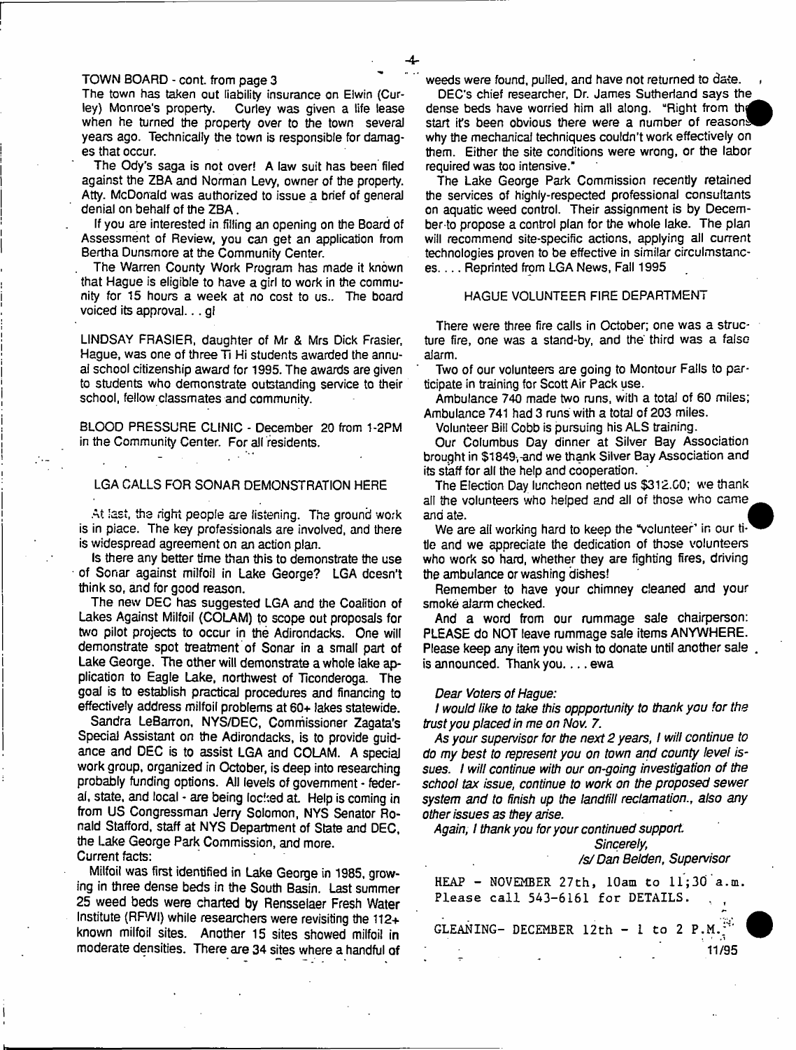TOWN BOARD - cont. from page 3

The town has taken out liability insurance on Elwin (Curley) Monroe's property. Curley was given a life lease when he turned the property over to the town several years ago. Technically the town is responsible for damages that occur.

The Ody's saga is not over! A law suit has been filed against the ZBA and Norman Levy, owner of the property. Atty. McDonald was authorized to issue a brief of general denial on behalf of the ZBA.

If you are interested in filling an opening on the Board of Assessment of Review, you can get an application from Bertha Dunsmore at the Community Center.

The Warren County Work Program has made it known that Hague is eligible to have a girl to work in the community for 15 hours a week at no cost to us.. The board voiced its approval. . . gl

LINDSAY FRASIER, daughter of Mr & Mrs Dick Frasier, Hague, was one of three Ti Hi students awarded the annual school citizenship award for 1995. The awards are given to students who demonstrate outstanding service to their school, fellow classmates and community.

BLOOD PRESSURE CLINIC - December 20 from 1-2PM in the Community Center. For all residents.

## LGA CALLS FOR SONAR DEMONSTRATION HERE

At last, the right people are listening. The ground work is in place. The key professionals are involved, and there is widespread agreement on an action plan.

Is there any better time than this to demonstrate the use of Sonar against milfoil in Lake George? LGA doesn't think so, and for good reason.

The new DEC has suggested LGA and the Coalition of Lakes Against Milfoil (COLAM) to scope out proposals for two pilot projects to occur in the Adirondacks. One will demonstrate spot treatment of Sonar in a small part of Lake George. The other will demonstrate a whole lake application to Eagle Lake, northwest of Ticonderoga. The goal is to establish practical procedures and financing to effectively address milfoil problems at 60+ lakes statewide.

Sandra LeBarron, NYS/DEC, Commissioner Zagata's Special Assistant on the Adirondacks, is to provide guidance and DEC is to assist LGA and COLAM. A special work group, organized in October, is deep into researching probably funding options. All levels of government - federal, state, and local - are being locked at. Help is coming in from US Congressman Jerry Solomon, NYS Senator Ronald Stafford, staff at NYS Department of State and DEC, the Lake George Park Commission, and more.

Current facts:

Milfoil was first identified in Lake George in 1985, growing in three dense beds in the South Basin. Last summer 25 weed beds were charted by Rensselaer Fresh Water Institute (RFWI) while researchers were revisiting the 112+ known milfoil sites. Another 15 sites showed milfoil in moderate densities. There are 34 sites where a handful of weeds were found, pulled, and have not returned to date.

DEC's chief researcher, Dr. James Sutherland says the dense beds have worried him all along. "Right from the start it's been obvious there were a number of reasons why the mechanical techniques couldn't work effectively on them. Either the site conditions were wrong, or the labor required was too intensive."

The Lake George Park Commission recently retained the services of highly-respected professional consultants on aquatic weed control. Their assignment is by December to propose a control plan for the whole lake. The plan will recommend site-specific actions, applying all current technologies proven to be effective in similar circulmstances. . . . Reprinted from LGA News, Fall 1995

## HAGUE VOLUNTEER FIRE DEPARTMENT

There were three fire calls in October; one was a structure fire, one was a stand-by, and the third was a false alarm.

Two of our volunteers are going to Montour Falls to participate in training for Scott Air Pack use.

Ambulance 740 made two runs, with a total of 60 miles; Ambulance 741 had 3 runs with a total of 203 miles.

Volunteer Bill Cobb is pursuing his ALS training.

Our Columbus Day dinner at Silver Bay Association brought in $1849, and we thank Silver Bay Association and its staff for all the help and cooperation.

The Election Day luncheon netted us $312.00; we thank all the volunteers who helped and all of those who came and ate.

We are all working hard to keep the "volunteer" in our title and we appreciate the dedication of those volunteers who work so hard, whether they are fighting fires, driving the ambulance or washing dishes!

Remember to have your chimney cleaned and your smoke alarm checked.

And a word from our rummage sale chairperson: PLEASE do NOT leave rummage sale items ANYWHERE. Please keep any item you wish to donate until another sale is announced. Thank you. . . . ewa

*Dear Voters of Hague:*

*I would like to take this oppportunity to thank you for the trust you placed in me on Nov. 7.*

*As your supervisor for the next 2 years, I will continue to do my best to represent you on town and county level issues. I will continue with our on-going investigation of the school tax issue, continue to work on the proposed sewer system and to finish up the landfill reclamation., also any other issues as they arise.*

*Again, I thank you for your continued support.*

*Sincerely,*

*/s/ Dan Belden, Supervisor*

HEAP - NOVEMBER 27th, 10am to 11;30 a.m. Please call 543-6161 for DETAILS.

GLEANING- DECEMBER 12th - 1 to 2 P.M.

11/95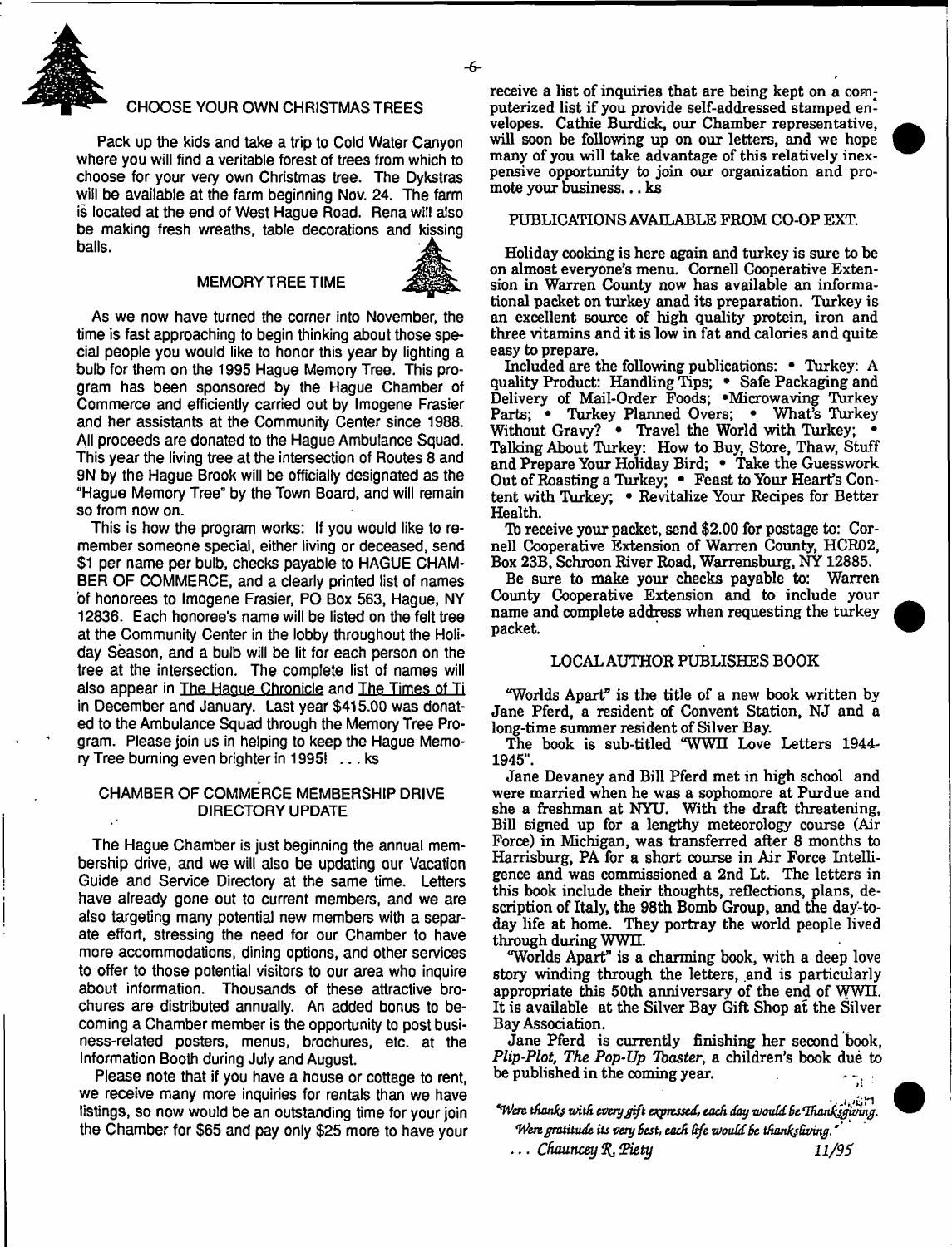## CHOOSE YOUR OWN CHRISTMAS TREES

Pack up the kids and take a trip to Cold Water Canyon where you will find a veritable forest of trees from which to choose for your very own Christmas tree. The Dykstras will be available at the farm beginning Nov. 24. The farm is located at the end of West Hague Road. Rena will also be making fresh wreaths, table decorations and kissing balls.

## MEMORY TREE TIME

As we now have turned the corner into November, the time is fast approaching to begin thinking about those special people you would like to honor this year by lighting a bulb for them on the 1995 Hague Memory Tree. This program has been sponsored by the Hague Chamber of Commerce and efficiently carried out by Imogene Frasier and her assistants at the Community Center since 1988. All proceeds are donated to the Hague Ambulance Squad. This year the living tree at the intersection of Routes 8 and 9N by the Hague Brook will be officially designated as the "Hague Memory Tree" by the Town Board, and will remain so from now on.

This is how the program works: If you would like to remember someone special, either living or deceased, send $1 per name per bulb, checks payable to HAGUE CHAMBER OF COMMERCE, and a clearly printed list of names of honorees to Imogene Frasier, PO Box 563, Hague, NY 12836. Each honoree's name will be listed on the felt tree at the Community Center in the lobby throughout the Holiday Season, and a bulb will be lit for each person on the tree at the intersection. The complete list of names will also appear in The Hague Chronicle and The Times of Ti in December and January. Last year $415.00 was donated to the Ambulance Squad through the Memory Tree Program. Please join us in helping to keep the Hague Memory Tree burning even brighter in 1995! ... ks

## CHAMBER OF COMMERCE MEMBERSHIP DRIVE DIRECTORY UPDATE

The Hague Chamber is just beginning the annual membership drive, and we will also be updating our Vacation Guide and Service Directory at the same time. Letters have already gone out to current members, and we are also targeting many potential new members with a separate effort, stressing the need for our Chamber to have more accommodations, dining options, and other services to offer to those potential visitors to our area who inquire about information. Thousands of these attractive brochures are distributed annually. An added bonus to becoming a Chamber member is the opportunity to post business-related posters, menus, brochures, etc. at the Information Booth during July and August.

Please note that if you have a house or cottage to rent, we receive many more inquiries for rentals than we have listings, so now would be an outstanding time for your join the Chamber for $65 and pay only $25 more to have your receive a list of inquiries that are being kept on a computerized list if you provide self-addressed stamped envelopes. Cathie Burdick, our Chamber representative, will soon be following up on our letters, and we hope many of you will take advantage of this relatively inexpensive opportunity to join our organization and promote your business... ks

## PUBLICATIONS AVAILABLE FROM CO-OP EXT.

Holiday cooking is here again and turkey is sure to be on almost everyone's menu. Cornell Cooperative Extension in Warren County now has available an informational packet on turkey anad its preparation. Turkey is an excellent source of high quality protein, iron and three vitamins and it is low in fat and calories and quite easy to prepare.

Included are the following publications: • Turkey: A quality Product: Handling Tips; • Safe Packaging and Delivery of Mail-Order Foods; •Microwaving Turkey Parts; • Turkey Planned Overs; • What's Turkey Without Gravy? • Travel the World with Turkey; • Talking About Turkey: How to Buy, Store, Thaw, Stuff and Prepare Your Holiday Bird; • Take the Guesswork Out of Roasting a Turkey; • Feast to Your Heart's Content with Turkey; • Revitalize Your Recipes for Better Health.

To receive your packet, send $2.00 for postage to: Cornell Cooperative Extension of Warren County, HCR02, Box 23B, Schroon River Road, Warrensburg, NY 12885.

Be sure to make your checks payable to: Warren County Cooperative Extension and to include your name and complete address when requesting the turkey packet.

## LOCAL AUTHOR PUBLISHES BOOK

"Worlds Apart" is the title of a new book written by Jane Pferd, a resident of Convent Station, NJ and a long-time summer resident of Silver Bay.

The book is sub-titled "WWII Love Letters 1944-1945".

Jane Devaney and Bill Pferd met in high school and were married when he was a sophomore at Purdue and she a freshman at NYU. With the draft threatening, Bill signed up for a lengthy meteorology course (Air Force) in Michigan, was transferred after 8 months to Harrisburg, PA for a short course in Air Force Intelligence and was commissioned a 2nd Lt. The letters in this book include their thoughts, reflections, plans, description of Italy, the 98th Bomb Group, and the day-to-day life at home. They portray the world people lived through during WWII.

"Worlds Apart" is a charming book, with a deep love story winding through the letters, and is particularly appropriate this 50th anniversary of the end of WWII. It is available at the Silver Bay Gift Shop at the Silver Bay Association.

Jane Pferd is currently finishing her second book, *Plip-Plot, The Pop-Up Toaster*, a children's book due to be published in the coming year.

*"Were thanks with every gift expressed, each day would be Thanksgiving. Were gratitude its very best, each life would be thanksliving."*

*... Chauncey R. Piety* 11/95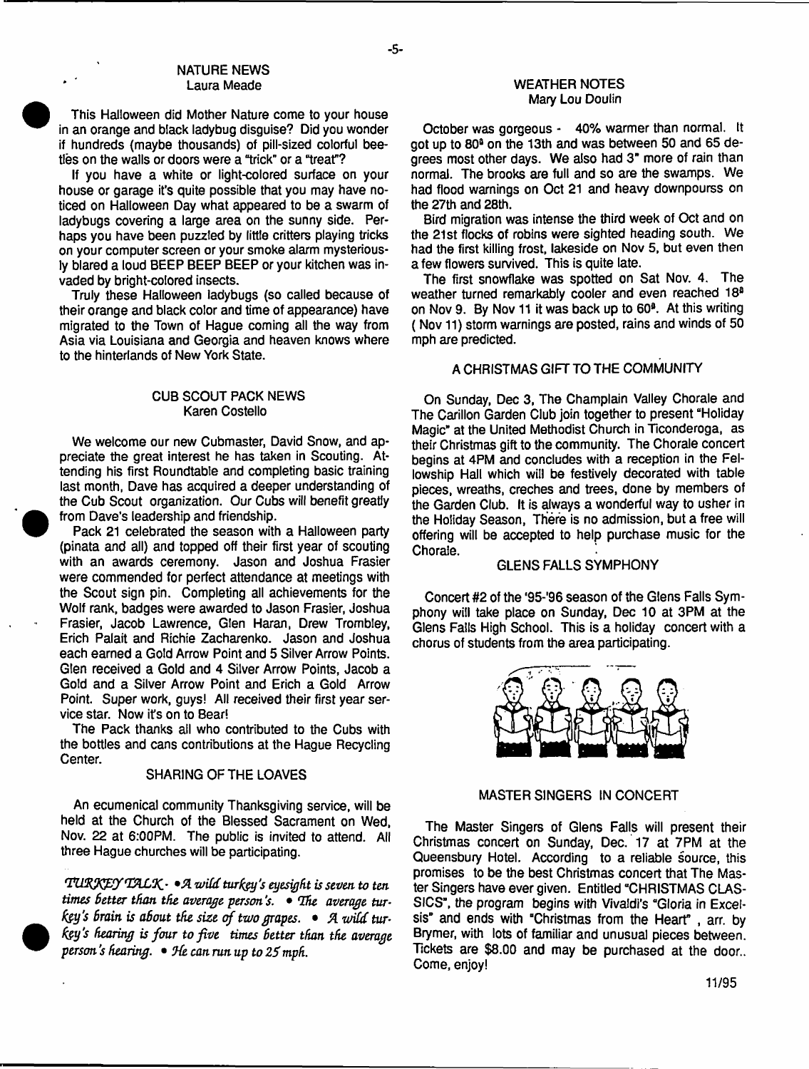## NATURE NEWS
Laura Meade

This Halloween did Mother Nature come to your house in an orange and black ladybug disguise? Did you wonder if hundreds (maybe thousands) of pill-sized colorful beetles on the walls or doors were a "trick" or a "treat"?

If you have a white or light-colored surface on your house or garage it's quite possible that you may have noticed on Halloween Day what appeared to be a swarm of ladybugs covering a large area on the sunny side. Perhaps you have been puzzled by little critters playing tricks on your computer screen or your smoke alarm mysteriously blared a loud BEEP BEEP BEEP or your kitchen was invaded by bright-colored insects.

Truly these Halloween ladybugs (so called because of their orange and black color and time of appearance) have migrated to the Town of Hague coming all the way from Asia via Louisiana and Georgia and heaven knows where to the hinterlands of New York State.

## CUB SCOUT PACK NEWS
Karen Costello

We welcome our new Cubmaster, David Snow, and appreciate the great interest he has taken in Scouting. Attending his first Roundtable and completing basic training last month, Dave has acquired a deeper understanding of the Cub Scout organization. Our Cubs will benefit greatly from Dave's leadership and friendship.

Pack 21 celebrated the season with a Halloween party (pinata and all) and topped off their first year of scouting with an awards ceremony. Jason and Joshua Frasier were commended for perfect attendance at meetings with the Scout sign pin. Completing all achievements for the Wolf rank, badges were awarded to Jason Frasier, Joshua Frasier, Jacob Lawrence, Glen Haran, Drew Trombley, Erich Palait and Richie Zacharenko. Jason and Joshua each earned a Gold Arrow Point and 5 Silver Arrow Points. Glen received a Gold and 4 Silver Arrow Points, Jacob a Gold and a Silver Arrow Point and Erich a Gold Arrow Point. Super work, guys! All received their first year service star. Now it's on to Bear!

The Pack thanks all who contributed to the Cubs with the bottles and cans contributions at the Hague Recycling Center.

## SHARING OF THE LOAVES

An ecumenical community Thanksgiving service, will be held at the Church of the Blessed Sacrament on Wed, Nov. 22 at 6:00PM. The public is invited to attend. All three Hague churches will be participating.

*TURKEY TALK - • A wild turkey's eyesight is seven to ten times better than the average person's. • The average turkey's brain is about the size of two grapes. • A wild turkey's hearing is four to five times better than the average person's hearing. • He can run up to 25 mph.*

## WEATHER NOTES
Mary Lou Doulin

October was gorgeous - 40% warmer than normal. It got up to 80° on the 13th and was between 50 and 65 degrees most other days. We also had 3" more of rain than normal. The brooks are full and so are the swamps. We had flood warnings on Oct 21 and heavy downpourss on the 27th and 28th.

Bird migration was intense the third week of Oct and on the 21st flocks of robins were sighted heading south. We had the first killing frost, lakeside on Nov 5, but even then a few flowers survived. This is quite late.

The first snowflake was spotted on Sat Nov. 4. The weather turned remarkably cooler and even reached 18° on Nov 9. By Nov 11 it was back up to 60°. At this writing ( Nov 11) storm warnings are posted, rains and winds of 50 mph are predicted.

## A CHRISTMAS GIFT TO THE COMMUNITY

On Sunday, Dec 3, The Champlain Valley Chorale and The Carillon Garden Club join together to present "Holiday Magic" at the United Methodist Church in Ticonderoga, as their Christmas gift to the community. The Chorale concert begins at 4PM and concludes with a reception in the Fellowship Hall which will be festively decorated with table pieces, wreaths, creches and trees, done by members of the Garden Club. It is always a wonderful way to usher in the Holiday Season, There is no admission, but a free will offering will be accepted to help purchase music for the Chorale.

## GLENS FALLS SYMPHONY

Concert #2 of the '95-'96 season of the Glens Falls Symphony will take place on Sunday, Dec 10 at 3PM at the Glens Falls High School. This is a holiday concert with a chorus of students from the area participating.

## MASTER SINGERS IN CONCERT

The Master Singers of Glens Falls will present their Christmas concert on Sunday, Dec. 17 at 7PM at the Queensbury Hotel. According to a reliable source, this promises to be the best Christmas concert that The Master Singers have ever given. Entitled "CHRISTMAS CLASSICS", the program begins with Vivaldi's "Gloria in Excelsis" and ends with "Christmas from the Heart" , arr. by Brymer, with lots of familiar and unusual pieces between. Tickets are $8.00 and may be purchased at the door.. Come, enjoy!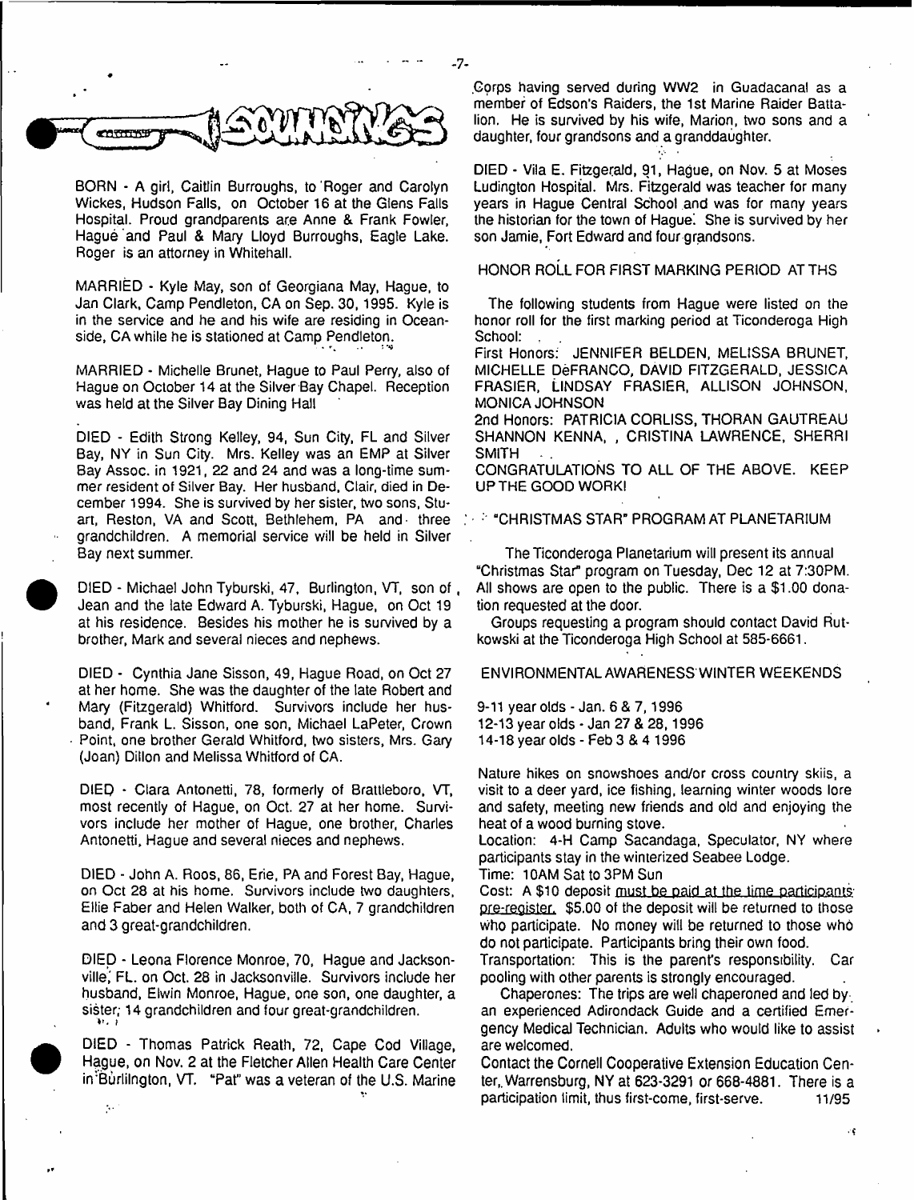# SOUNDINGS

BORN - A girl, Caitlin Burroughs, to Roger and Carolyn Wickes, Hudson Falls, on October 16 at the Glens Falls Hospital. Proud grandparents are Anne & Frank Fowler, Hague and Paul & Mary Lloyd Burroughs, Eagle Lake. Roger is an attorney in Whitehall.

MARRIED - Kyle May, son of Georgiana May, Hague, to Jan Clark, Camp Pendleton, CA on Sep. 30, 1995. Kyle is in the service and he and his wife are residing in Oceanside, CA while he is stationed at Camp Pendleton.

MARRIED - Michelle Brunet, Hague to Paul Perry, also of Hague on October 14 at the Silver Bay Chapel. Reception was held at the Silver Bay Dining Hall

DIED - Edith Strong Kelley, 94, Sun City, FL and Silver Bay, NY in Sun City. Mrs. Kelley was an EMP at Silver Bay Assoc. in 1921, 22 and 24 and was a long-time summer resident of Silver Bay. Her husband, Clair, died in December 1994. She is survived by her sister, two sons, Stuart, Reston, VA and Scott, Bethlehem, PA and three grandchildren. A memorial service will be held in Silver Bay next summer.

DIED - Michael John Tyburski, 47, Burlington, VT, son of, Jean and the late Edward A. Tyburski, Hague, on Oct 19 at his residence. Besides his mother he is survived by a brother, Mark and several nieces and nephews.

DIED - Cynthia Jane Sisson, 49, Hague Road, on Oct 27 at her home. She was the daughter of the late Robert and Mary (Fitzgerald) Whitford. Survivors include her husband, Frank L. Sisson, one son, Michael LaPeter, Crown Point, one brother Gerald Whitford, two sisters, Mrs. Gary (Joan) Dillon and Melissa Whitford of CA.

DIED - Clara Antonetti, 78, formerly of Brattleboro, VT, most recently of Hague, on Oct. 27 at her home. Survivors include her mother of Hague, one brother, Charles Antonetti, Hague and several nieces and nephews.

DIED - John A. Roos, 86, Erie, PA and Forest Bay, Hague, on Oct 28 at his home. Survivors include two daughters, Ellie Faber and Helen Walker, both of CA, 7 grandchildren and 3 great-grandchildren.

DIED - Leona Florence Monroe, 70, Hague and Jacksonville, FL. on Oct. 28 in Jacksonville. Survivors include her husband, Elwin Monroe, Hague, one son, one daughter, a sister, 14 grandchildren and four great-grandchildren.

DIED - Thomas Patrick Reath, 72, Cape Cod Village, Hague, on Nov. 2 at the Fletcher Allen Health Care Center in Burlilngton, VT. "Pat" was a veteran of the U.S. Marine Corps having served during WW2 in Guadacanal as a member of Edson's Raiders, the 1st Marine Raider Battalion. He is survived by his wife, Marion, two sons and a daughter, four grandsons and a granddaughter.

DIED - Vila E. Fitzgerald, 91, Hague, on Nov. 5 at Moses Ludington Hospital. Mrs. Fitzgerald was teacher for many years in Hague Central School and was for many years the historian for the town of Hague. She is survived by her son Jamie, Fort Edward and four grandsons.

## HONOR ROLL FOR FIRST MARKING PERIOD AT THS

The following students from Hague were listed on the honor roll for the first marking period at Ticonderoga High School:

First Honors: JENNIFER BELDEN, MELISSA BRUNET, MICHELLE DeFRANCO, DAVID FITZGERALD, JESSICA FRASIER, LINDSAY FRASIER, ALLISON JOHNSON, MONICA JOHNSON

2nd Honors: PATRICIA CORLISS, THORAN GAUTREAU SHANNON KENNA, , CRISTINA LAWRENCE, SHERRI SMITH

CONGRATULATIONS TO ALL OF THE ABOVE. KEEP UP THE GOOD WORK!

## "CHRISTMAS STAR" PROGRAM AT PLANETARIUM

The Ticonderoga Planetarium will present its annual "Christmas Star" program on Tuesday, Dec 12 at 7:30PM. All shows are open to the public. There is a $1.00 donation requested at the door.

Groups requesting a program should contact David Rutkowski at the Ticonderoga High School at 585-6661.

## ENVIRONMENTAL AWARENESS WINTER WEEKENDS

9-11 year olds - Jan. 6 & 7, 1996
12-13 year olds - Jan 27 & 28, 1996
14-18 year olds - Feb 3 & 4 1996

Nature hikes on snowshoes and/or cross country skiis, a visit to a deer yard, ice fishing, learning winter woods lore and safety, meeting new friends and old and enjoying the heat of a wood burning stove.

Location: 4-H Camp Sacandaga, Speculator, NY where participants stay in the winterized Seabee Lodge.

Time: 10AM Sat to 3PM Sun

Cost: A $10 deposit must be paid at the time participants pre-register. $5.00 of the deposit will be returned to those who participate. No money will be returned to those who do not participate. Participants bring their own food.

Transportation: This is the parent's responsibility. Car pooling with other parents is strongly encouraged.

Chaperones: The trips are well chaperoned and led by an experienced Adirondack Guide and a certified Emergency Medical Technician. Adults who would like to assist are welcomed.

Contact the Cornell Cooperative Extension Education Center, Warrensburg, NY at 623-3291 or 668-4881. There is a participation limit, thus first-come, first-serve. 11/95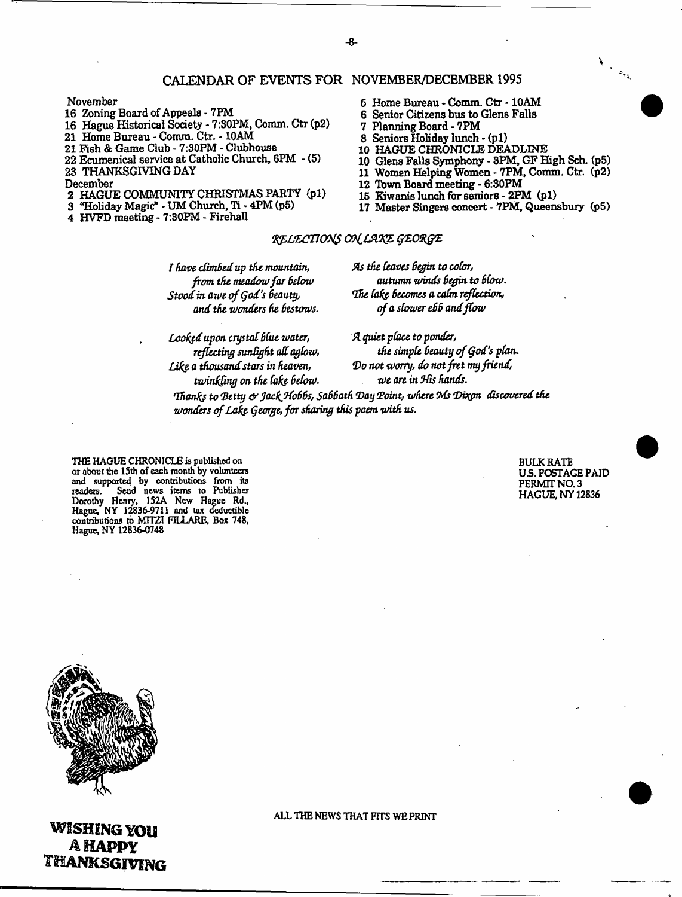## CALENDAR OF EVENTS FOR NOVEMBER/DECEMBER 1995

November
16 Zoning Board of Appeals - 7PM
16 Hague Historical Society - 7:30PM, Comm. Ctr (p2)
21 Home Bureau - Comm. Ctr. - 10AM
21 Fish & Game Club - 7:30PM - Clubhouse
22 Ecumenical service at Catholic Church, 6PM - (5)
23 THANKSGIVING DAY

December
2 HAGUE COMMUNITY CHRISTMAS PARTY (p1)
3 "Holiday Magic" - UM Church, Ti - 4PM (p5)
4 HVFD meeting - 7:30PM - Firehall
5 Home Bureau - Comm. Ctr - 10AM
6 Senior Citizens bus to Glens Falls
7 Planning Board - 7PM
8 Seniors Holiday lunch - (p1)
10 HAGUE CHRONICLE DEADLINE
10 Glens Falls Symphony - 3PM, GF High Sch. (p5)
11 Women Helping Women - 7PM, Comm. Ctr. (p2)
12 Town Board meeting - 6:30PM
15 Kiwanis lunch for seniors - 2PM (p1)
17 Master Singers concert - 7PM, Queensbury (p5)

### *REFLECTIONS ON LAKE GEORGE*

*I have climbed up the mountain,*
*from the meadow far below*
*Stood in awe of God's beauty,*
*and the wonders he bestows.*

*Looked upon crystal blue water,*
*reflecting sunlight all aglow,*
*Like a thousand stars in heaven,*
*twinkling on the lake below.*

*As the leaves begin to color,*
*autumn winds begin to blow.*
*The lake becomes a calm reflection,*
*of a slower ebb and flow*

*A quiet place to ponder,*
*the simple beauty of God's plan.*
*Do not worry, do not fret my friend,*
*we are in His hands.*

*Thanks to Betty & Jack Hobbs, Sabbath Day Point, where Ms Dixon discovered the wonders of Lake George, for sharing this poem with us.*

THE HAGUE CHRONICLE is published on or about the 15th of each month by volunteers and supported by contributions from its readers. Send news items to Publisher Dorothy Henry, 152A New Hague Rd., Hague, NY 12836-9711 and tax deductible contributions to MITZI FILLARE, Box 748, Hague, NY 12836-0748

BULK RATE
U.S. POSTAGE PAID
PERMIT NO. 3
HAGUE, NY 12836

**WISHING YOU A HAPPY THANKSGIVING**

ALL THE NEWS THAT FITS WE PRINT